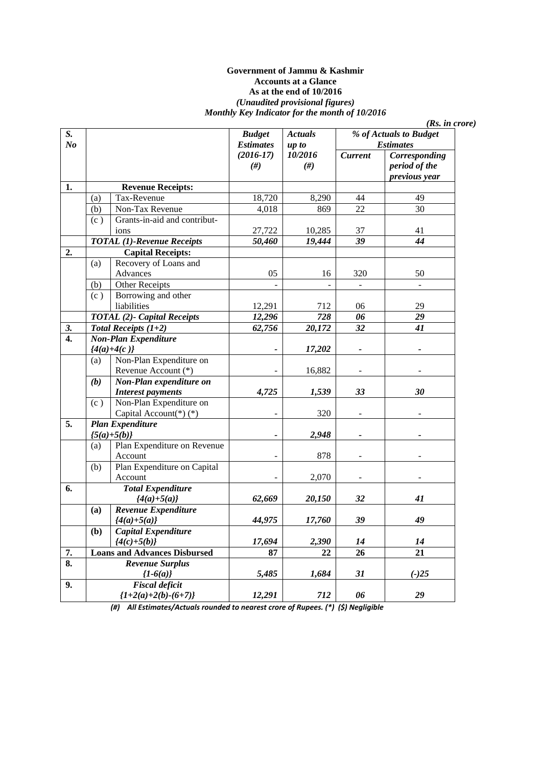**Government of Jammu & Kashmir**
**Accounts at a Glance**
**As at the end of 10/2016**
***(Unaudited provisional figures)***
***Monthly Key Indicator for the month of 10/2016***

***(Rs. in crore)***

| S. No | | | Budget Estimates (2016-17) (#) | Actuals up to 10/2016 (#) | % of Actuals to Budget Estimates | |
|---|---|---|---|---|---|---|
| | | | | | Current | Corresponding period of the previous year |
| **1.** | **Revenue Receipts:** | | | | | |
| | (a) | Tax-Revenue | 18,720 | 8,290 | 44 | 49 |
| | (b) | Non-Tax Revenue | 4,018 | 869 | 22 | 30 |
| | (c ) | Grants-in-aid and contributions | 27,722 | 10,285 | 37 | 41 |
| | ***TOTAL (1)-Revenue Receipts*** | | ***50,460*** | ***19,444*** | ***39*** | ***44*** |
| **2.** | **Capital Receipts:** | | | | | |
| | (a) | Recovery of Loans and Advances | 05 | 16 | 320 | 50 |
| | (b) | Other Receipts | - | - | - | - |
| | (c ) | Borrowing and other liabilities | 12,291 | 712 | 06 | 29 |
| | ***TOTAL (2)- Capital Receipts*** | | ***12,296*** | ***728*** | ***06*** | ***29*** |
| ***3.*** | ***Total Receipts (1+2)*** | | ***62,756*** | ***20,172*** | ***32*** | ***41*** |
| **4.** | ***Non-Plan Expenditure {4(a)+4(c )}*** | | **-** | ***17,202*** | **-** | **-** |
| | (a) | Non-Plan Expenditure on Revenue Account (*) | - | 16,882 | - | - |
| | ***(b)*** | ***Non-Plan expenditure on Interest payments*** | ***4,725*** | ***1,539*** | ***33*** | ***30*** |
| | (c ) | Non-Plan Expenditure on Capital Account(*) (*) | - | 320 | - | - |
| **5.** | ***Plan Expenditure {5(a)+5(b)}*** | | **-** | ***2,948*** | **-** | **-** |
| | (a) | Plan Expenditure on Revenue Account | - | 878 | - | - |
| | (b) | Plan Expenditure on Capital Account | - | 2,070 | - | - |
| **6.** | ***Total Expenditure {4(a)+5(a)}*** | | ***62,669*** | ***20,150*** | ***32*** | ***41*** |
| | **(a)** | ***Revenue Expenditure {4(a)+5(a)}*** | ***44,975*** | ***17,760*** | ***39*** | ***49*** |
| | **(b)** | ***Capital Expenditure {4(c)+5(b)}*** | ***17,694*** | ***2,390*** | ***14*** | ***14*** |
| **7.** | **Loans and Advances Disbursed** | | **87** | **22** | **26** | **21** |
| **8.** | ***Revenue Surplus {1-6(a)}*** | | ***5,485*** | ***1,684*** | ***31*** | ***(-)25*** |
| **9.** | ***Fiscal deficit {1+2(a)+2(b)-(6+7)}*** | | ***12,291*** | ***712*** | ***06*** | ***29*** |

***(#) All Estimates/Actuals rounded to nearest crore of Rupees. (*) ($) Negligible***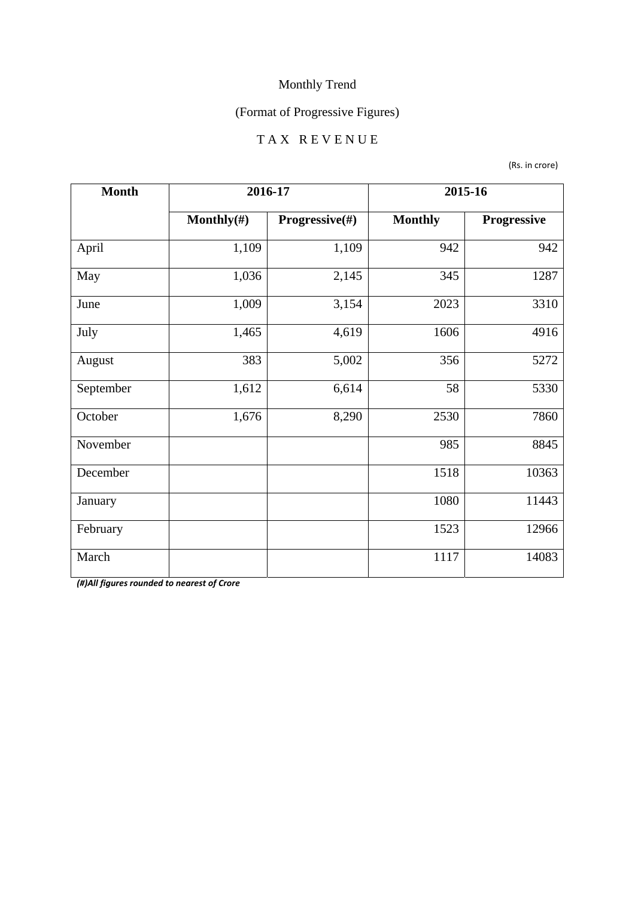Monthly Trend

(Format of Progressive Figures)

T A X   R E V E N U E

(Rs. in crore)

| Month | 2016-17 | | 2015-16 | |
|---|---|---|---|---|
| | Monthly(#) | Progressive(#) | Monthly | Progressive |
| April | 1,109 | 1,109 | 942 | 942 |
| May | 1,036 | 2,145 | 345 | 1287 |
| June | 1,009 | 3,154 | 2023 | 3310 |
| July | 1,465 | 4,619 | 1606 | 4916 |
| August | 383 | 5,002 | 356 | 5272 |
| September | 1,612 | 6,614 | 58 | 5330 |
| October | 1,676 | 8,290 | 2530 | 7860 |
| November | | | 985 | 8845 |
| December | | | 1518 | 10363 |
| January | | | 1080 | 11443 |
| February | | | 1523 | 12966 |
| March | | | 1117 | 14083 |

***(#)All figures rounded to nearest of Crore***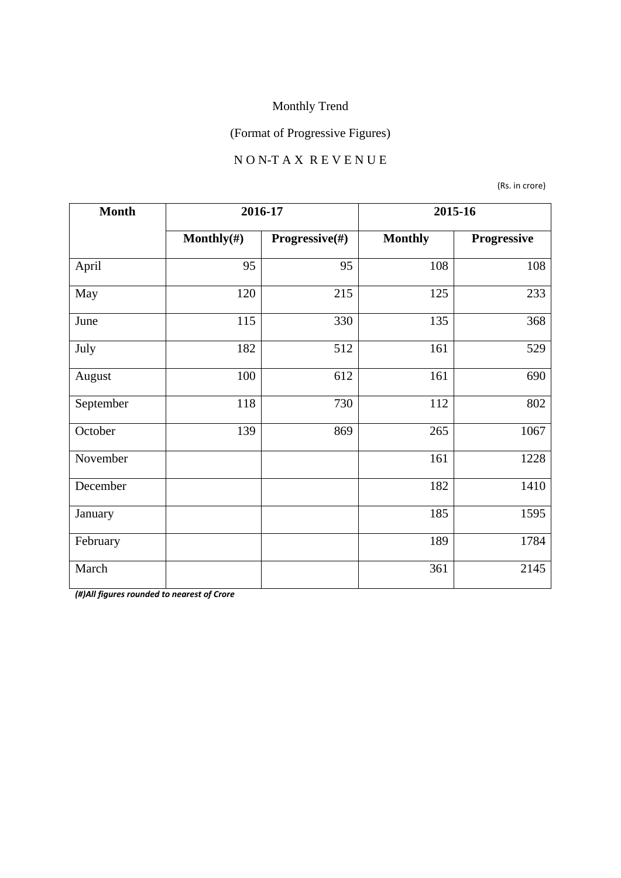Monthly Trend

(Format of Progressive Figures)

N O N-T A X R E V E N U E

(Rs. in crore)

| Month | 2016-17 | | 2015-16 | |
|---|---|---|---|---|
| | Monthly(#) | Progressive(#) | Monthly | Progressive |
| April | 95 | 95 | 108 | 108 |
| May | 120 | 215 | 125 | 233 |
| June | 115 | 330 | 135 | 368 |
| July | 182 | 512 | 161 | 529 |
| August | 100 | 612 | 161 | 690 |
| September | 118 | 730 | 112 | 802 |
| October | 139 | 869 | 265 | 1067 |
| November | | | 161 | 1228 |
| December | | | 182 | 1410 |
| January | | | 185 | 1595 |
| February | | | 189 | 1784 |
| March | | | 361 | 2145 |

***(#)All figures rounded to nearest of Crore***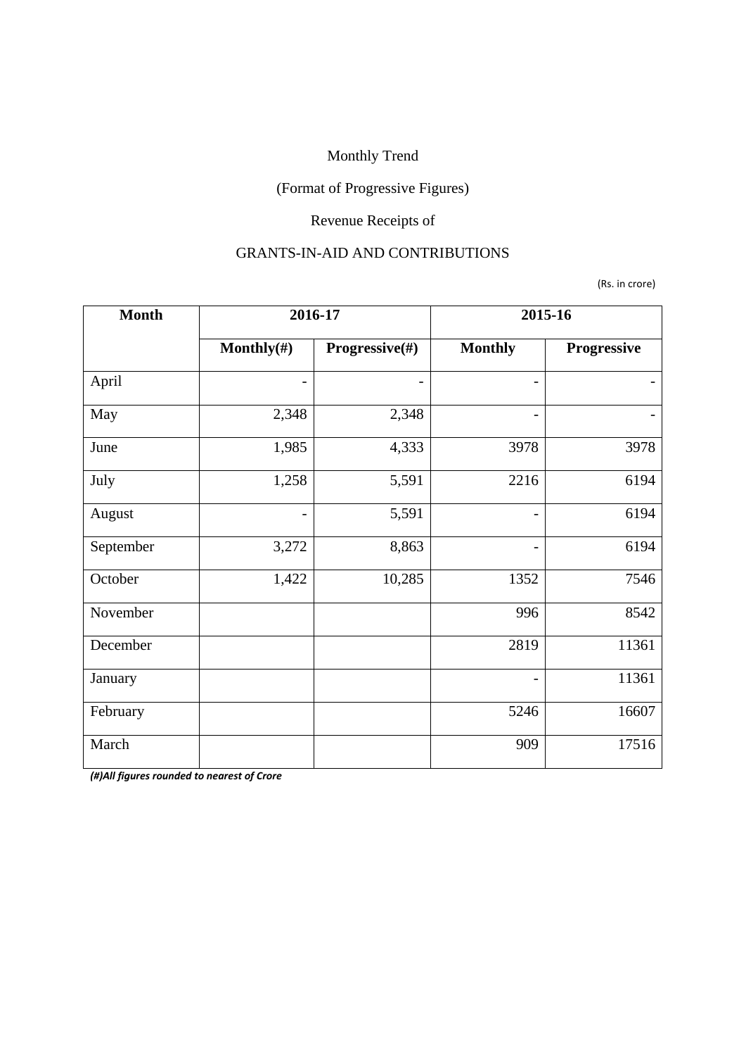Monthly Trend

(Format of Progressive Figures)

Revenue Receipts of

GRANTS-IN-AID AND CONTRIBUTIONS

(Rs. in crore)

| Month | 2016-17 | | 2015-16 | |
|---|---|---|---|---|
| | Monthly(#) | Progressive(#) | Monthly | Progressive |
| April | - | - | - | - |
| May | 2,348 | 2,348 | - | - |
| June | 1,985 | 4,333 | 3978 | 3978 |
| July | 1,258 | 5,591 | 2216 | 6194 |
| August | - | 5,591 | - | 6194 |
| September | 3,272 | 8,863 | - | 6194 |
| October | 1,422 | 10,285 | 1352 | 7546 |
| November | | | 996 | 8542 |
| December | | | 2819 | 11361 |
| January | | | - | 11361 |
| February | | | 5246 | 16607 |
| March | | | 909 | 17516 |

***(#)All figures rounded to nearest of Crore***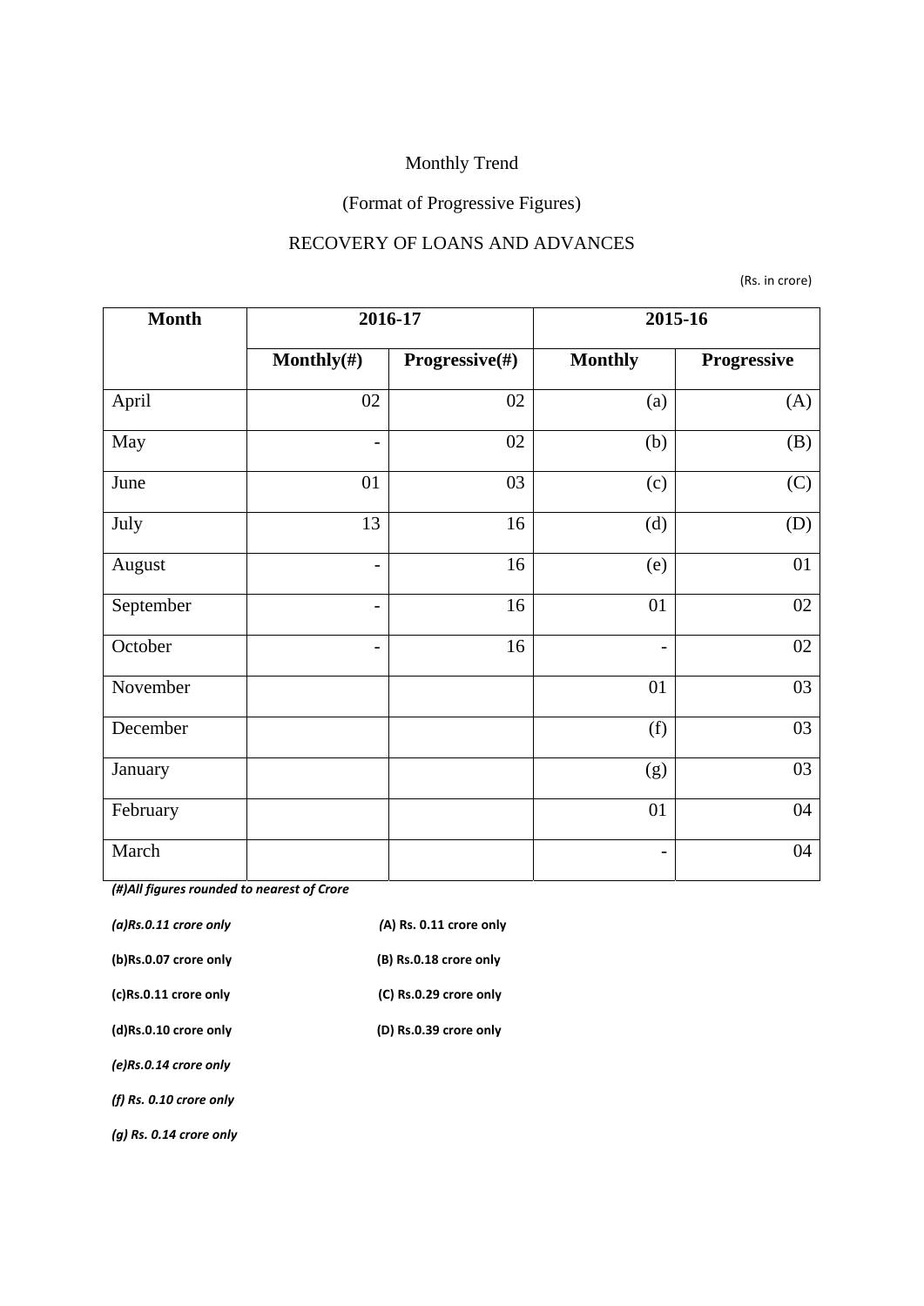Monthly Trend

(Format of Progressive Figures)

RECOVERY OF LOANS AND ADVANCES

(Rs. in crore)

| Month | 2016-17 | | 2015-16 | |
|---|---|---|---|---|
| | Monthly(#) | Progressive(#) | Monthly | Progressive |
| April | 02 | 02 | (a) | (A) |
| May | - | 02 | (b) | (B) |
| June | 01 | 03 | (c) | (C) |
| July | 13 | 16 | (d) | (D) |
| August | - | 16 | (e) | 01 |
| September | - | 16 | 01 | 02 |
| October | - | 16 | - | 02 |
| November | | | 01 | 03 |
| December | | | (f) | 03 |
| January | | | (g) | 03 |
| February | | | 01 | 04 |
| March | | | - | 04 |

***(#)All figures rounded to nearest of Crore***

*(a)Rs.0.11 crore only* (A) Rs. 0.11 crore only

**(b)Rs.0.07 crore only** **(B) Rs.0.18 crore only**

**(c)Rs.0.11 crore only** **(C) Rs.0.29 crore only**

**(d)Rs.0.10 crore only** **(D) Rs.0.39 crore only**

***(e)Rs.0.14 crore only***

***(f) Rs. 0.10 crore only***

***(g) Rs. 0.14 crore only***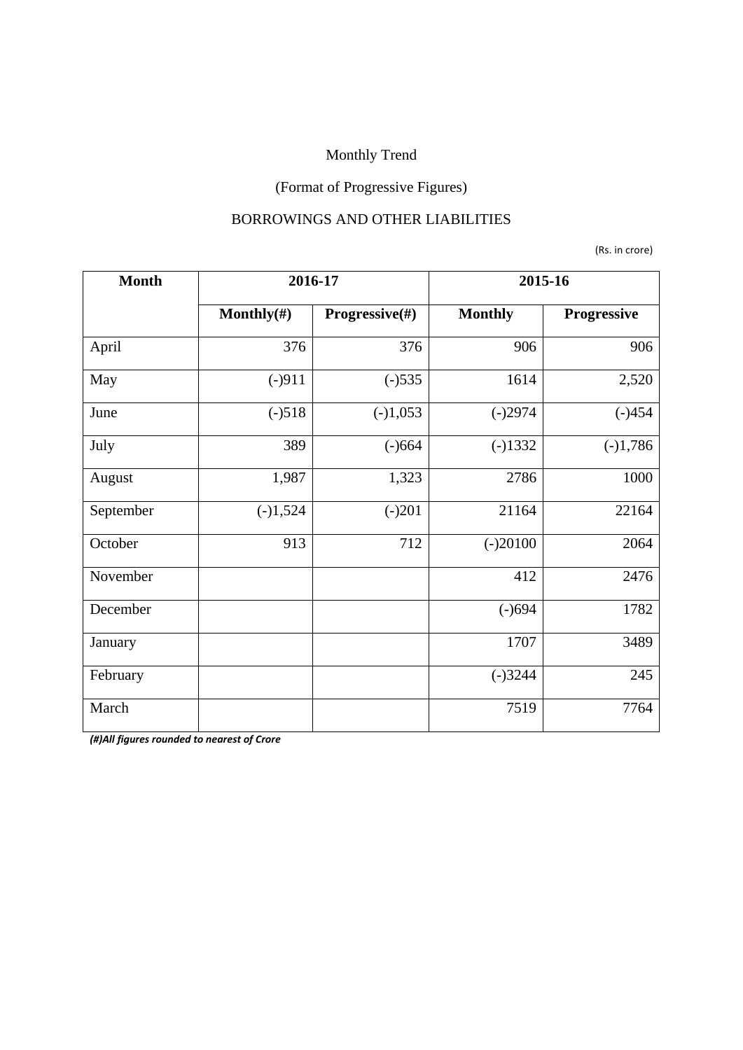Monthly Trend

(Format of Progressive Figures)

BORROWINGS AND OTHER LIABILITIES

(Rs. in crore)

| Month | 2016-17 | | 2015-16 | |
|---|---|---|---|---|
| | Monthly(#) | Progressive(#) | Monthly | Progressive |
| April | 376 | 376 | 906 | 906 |
| May | (-)911 | (-)535 | 1614 | 2,520 |
| June | (-)518 | (-)1,053 | (-)2974 | (-)454 |
| July | 389 | (-)664 | (-)1332 | (-)1,786 |
| August | 1,987 | 1,323 | 2786 | 1000 |
| September | (-)1,524 | (-)201 | 21164 | 22164 |
| October | 913 | 712 | (-)20100 | 2064 |
| November | | | 412 | 2476 |
| December | | | (-)694 | 1782 |
| January | | | 1707 | 3489 |
| February | | | (-)3244 | 245 |
| March | | | 7519 | 7764 |

***(#)All figures rounded to nearest of Crore***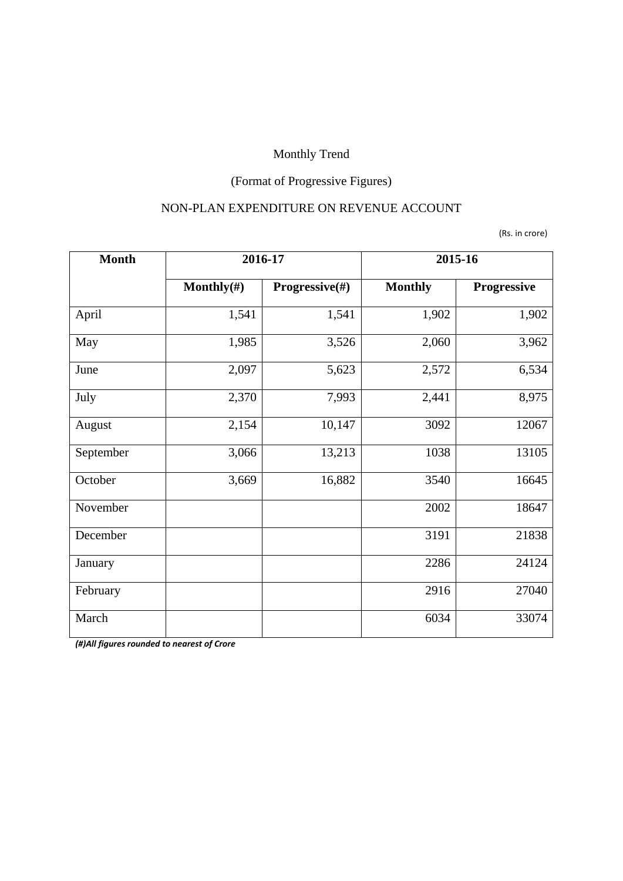Monthly Trend

(Format of Progressive Figures)

NON-PLAN EXPENDITURE ON REVENUE ACCOUNT

(Rs. in crore)

| Month | 2016-17 | | 2015-16 | |
|---|---|---|---|---|
| | Monthly(#) | Progressive(#) | Monthly | Progressive |
| April | 1,541 | 1,541 | 1,902 | 1,902 |
| May | 1,985 | 3,526 | 2,060 | 3,962 |
| June | 2,097 | 5,623 | 2,572 | 6,534 |
| July | 2,370 | 7,993 | 2,441 | 8,975 |
| August | 2,154 | 10,147 | 3092 | 12067 |
| September | 3,066 | 13,213 | 1038 | 13105 |
| October | 3,669 | 16,882 | 3540 | 16645 |
| November | | | 2002 | 18647 |
| December | | | 3191 | 21838 |
| January | | | 2286 | 24124 |
| February | | | 2916 | 27040 |
| March | | | 6034 | 33074 |

***(#)All figures rounded to nearest of Crore***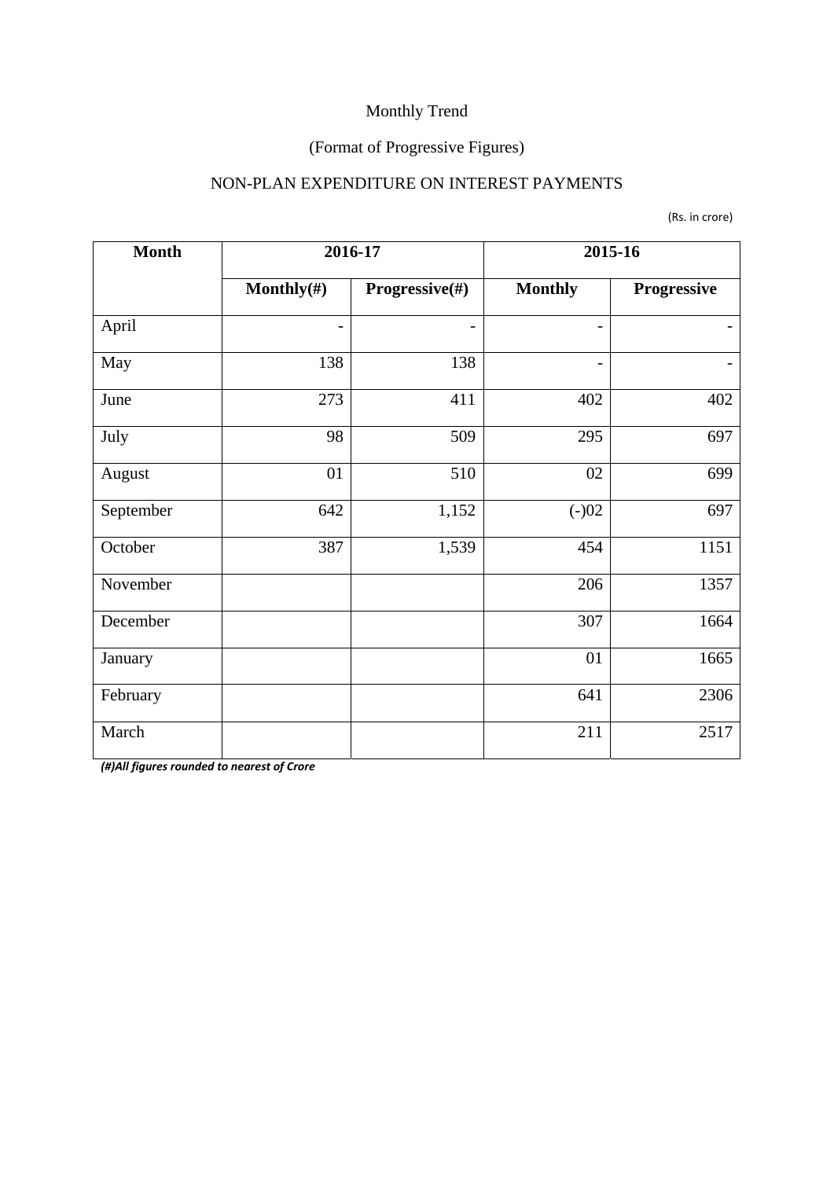Monthly Trend

(Format of Progressive Figures)

NON-PLAN EXPENDITURE ON INTEREST PAYMENTS

(Rs. in crore)

| Month | 2016-17 | | 2015-16 | |
|---|---|---|---|---|
| | Monthly(#) | Progressive(#) | Monthly | Progressive |
| April | - | - | - | - |
| May | 138 | 138 | - | - |
| June | 273 | 411 | 402 | 402 |
| July | 98 | 509 | 295 | 697 |
| August | 01 | 510 | 02 | 699 |
| September | 642 | 1,152 | (-)02 | 697 |
| October | 387 | 1,539 | 454 | 1151 |
| November | | | 206 | 1357 |
| December | | | 307 | 1664 |
| January | | | 01 | 1665 |
| February | | | 641 | 2306 |
| March | | | 211 | 2517 |

***(#)All figures rounded to nearest of Crore***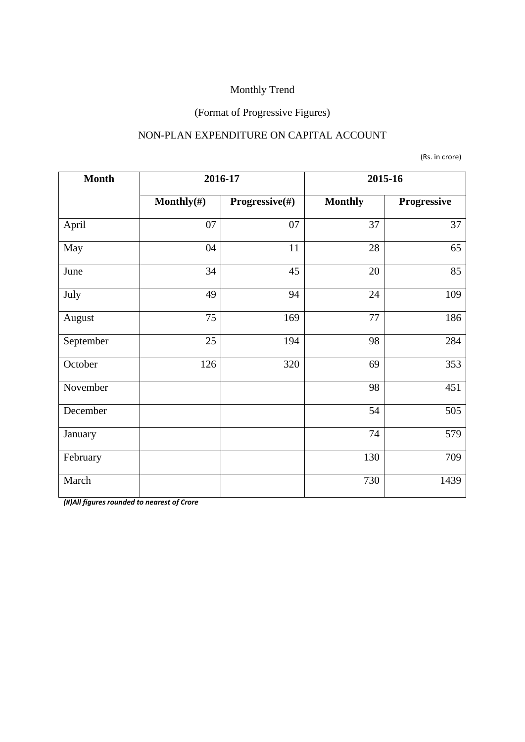Monthly Trend

(Format of Progressive Figures)

NON-PLAN EXPENDITURE ON CAPITAL ACCOUNT

(Rs. in crore)

| Month | 2016-17 | | 2015-16 | |
|---|---|---|---|---|
| | Monthly(#) | Progressive(#) | Monthly | Progressive |
| April | 07 | 07 | 37 | 37 |
| May | 04 | 11 | 28 | 65 |
| June | 34 | 45 | 20 | 85 |
| July | 49 | 94 | 24 | 109 |
| August | 75 | 169 | 77 | 186 |
| September | 25 | 194 | 98 | 284 |
| October | 126 | 320 | 69 | 353 |
| November | | | 98 | 451 |
| December | | | 54 | 505 |
| January | | | 74 | 579 |
| February | | | 130 | 709 |
| March | | | 730 | 1439 |

***(#)All figures rounded to nearest of Crore***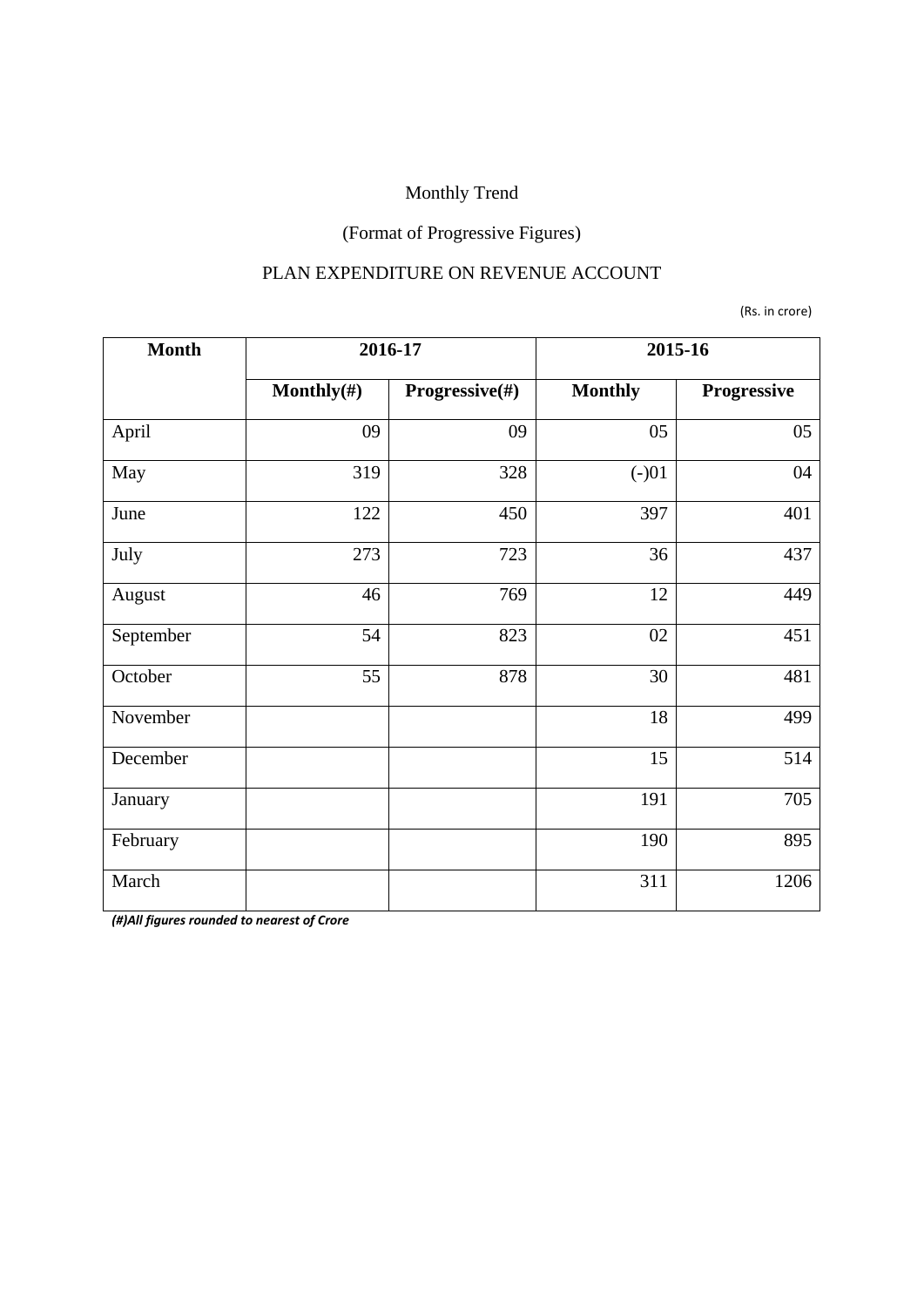Monthly Trend

(Format of Progressive Figures)

PLAN EXPENDITURE ON REVENUE ACCOUNT

(Rs. in crore)

| Month | 2016-17 | | 2015-16 | |
|---|---|---|---|---|
| | Monthly(#) | Progressive(#) | Monthly | Progressive |
| April | 09 | 09 | 05 | 05 |
| May | 319 | 328 | (-)01 | 04 |
| June | 122 | 450 | 397 | 401 |
| July | 273 | 723 | 36 | 437 |
| August | 46 | 769 | 12 | 449 |
| September | 54 | 823 | 02 | 451 |
| October | 55 | 878 | 30 | 481 |
| November | | | 18 | 499 |
| December | | | 15 | 514 |
| January | | | 191 | 705 |
| February | | | 190 | 895 |
| March | | | 311 | 1206 |

***(#)All figures rounded to nearest of Crore***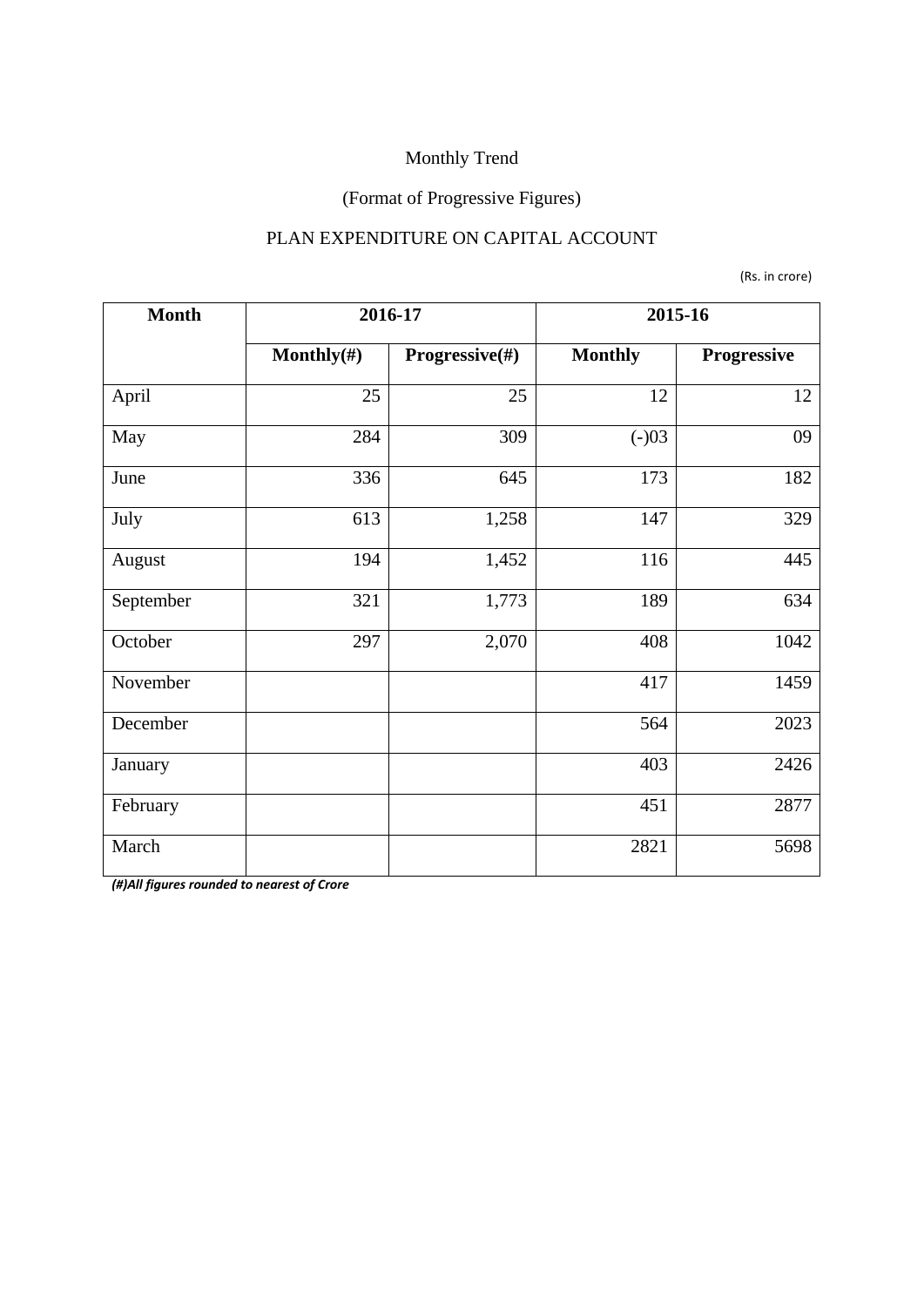Monthly Trend

(Format of Progressive Figures)

PLAN EXPENDITURE ON CAPITAL ACCOUNT

(Rs. in crore)

| Month | 2016-17 | | 2015-16 | |
|---|---|---|---|---|
| | Monthly(#) | Progressive(#) | Monthly | Progressive |
| April | 25 | 25 | 12 | 12 |
| May | 284 | 309 | (-)03 | 09 |
| June | 336 | 645 | 173 | 182 |
| July | 613 | 1,258 | 147 | 329 |
| August | 194 | 1,452 | 116 | 445 |
| September | 321 | 1,773 | 189 | 634 |
| October | 297 | 2,070 | 408 | 1042 |
| November | | | 417 | 1459 |
| December | | | 564 | 2023 |
| January | | | 403 | 2426 |
| February | | | 451 | 2877 |
| March | | | 2821 | 5698 |

***(#)All figures rounded to nearest of Crore***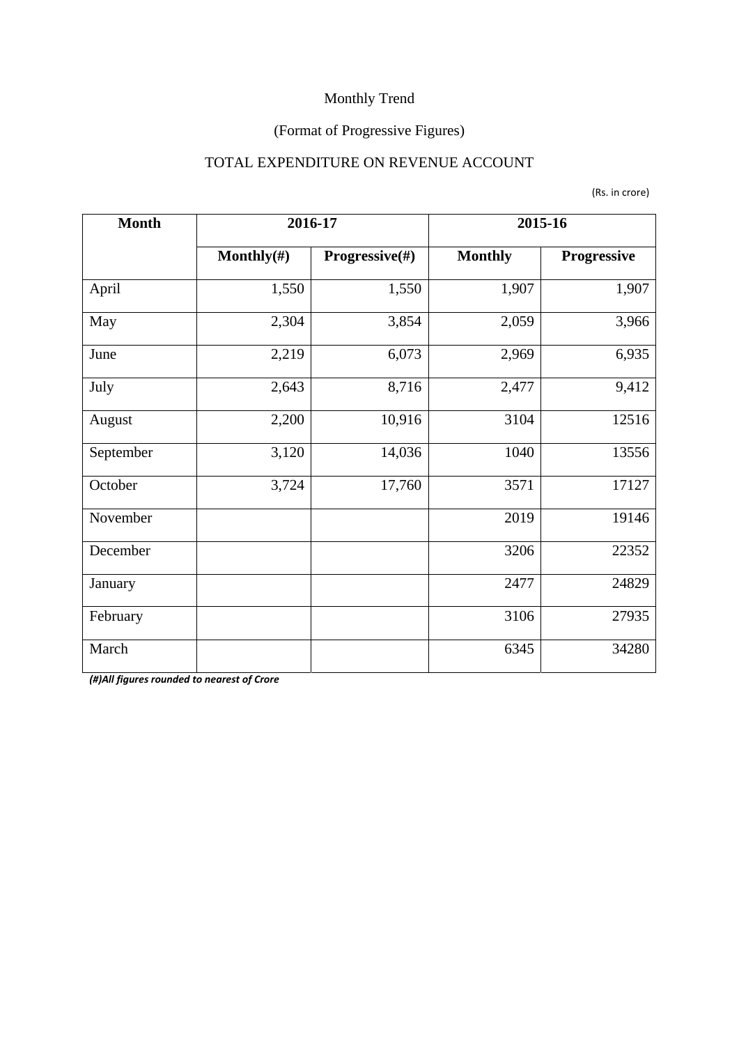Monthly Trend

(Format of Progressive Figures)

TOTAL EXPENDITURE ON REVENUE ACCOUNT

(Rs. in crore)

| Month | 2016-17 | | 2015-16 | |
|---|---|---|---|---|
| | Monthly(#) | Progressive(#) | Monthly | Progressive |
| April | 1,550 | 1,550 | 1,907 | 1,907 |
| May | 2,304 | 3,854 | 2,059 | 3,966 |
| June | 2,219 | 6,073 | 2,969 | 6,935 |
| July | 2,643 | 8,716 | 2,477 | 9,412 |
| August | 2,200 | 10,916 | 3104 | 12516 |
| September | 3,120 | 14,036 | 1040 | 13556 |
| October | 3,724 | 17,760 | 3571 | 17127 |
| November | | | 2019 | 19146 |
| December | | | 3206 | 22352 |
| January | | | 2477 | 24829 |
| February | | | 3106 | 27935 |
| March | | | 6345 | 34280 |

***(#)All figures rounded to nearest of Crore***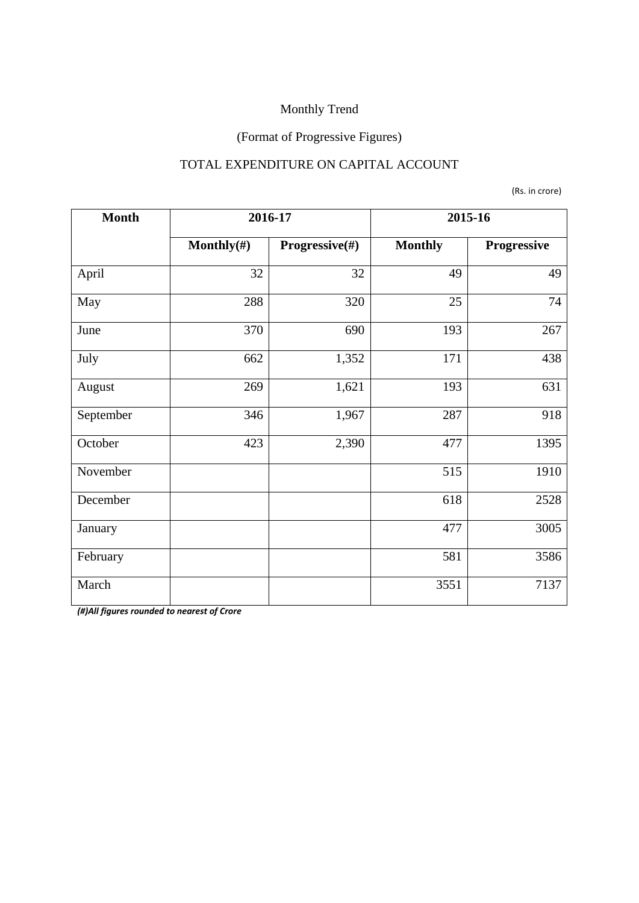Monthly Trend

(Format of Progressive Figures)

TOTAL EXPENDITURE ON CAPITAL ACCOUNT

(Rs. in crore)

| Month | 2016-17 | | 2015-16 | |
|---|---|---|---|---|
| | **Monthly(#)** | **Progressive(#)** | **Monthly** | **Progressive** |
| April | 32 | 32 | 49 | 49 |
| May | 288 | 320 | 25 | 74 |
| June | 370 | 690 | 193 | 267 |
| July | 662 | 1,352 | 171 | 438 |
| August | 269 | 1,621 | 193 | 631 |
| September | 346 | 1,967 | 287 | 918 |
| October | 423 | 2,390 | 477 | 1395 |
| November | | | 515 | 1910 |
| December | | | 618 | 2528 |
| January | | | 477 | 3005 |
| February | | | 581 | 3586 |
| March | | | 3551 | 7137 |

***(#)All figures rounded to nearest of Crore***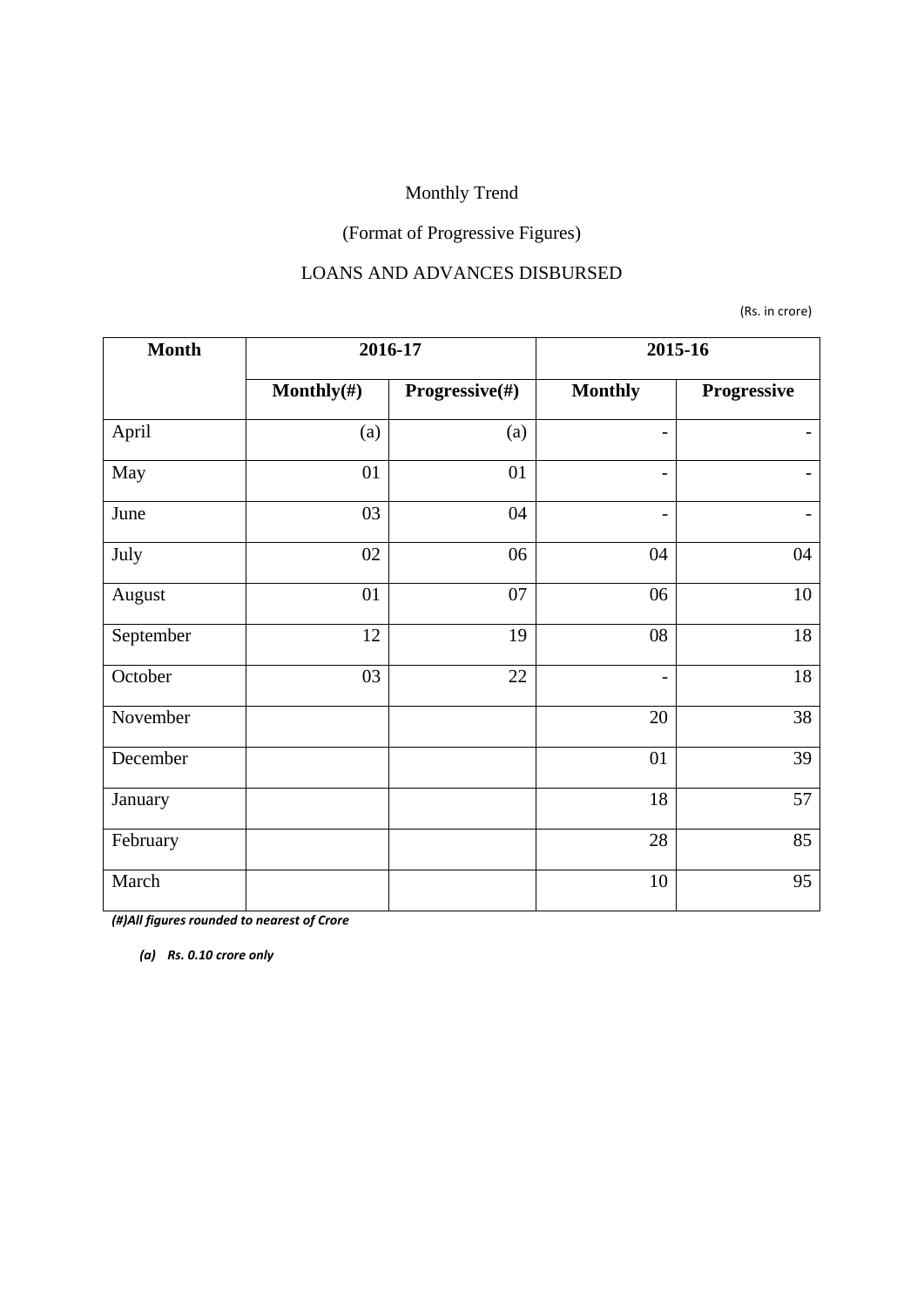Monthly Trend

(Format of Progressive Figures)

LOANS AND ADVANCES DISBURSED

(Rs. in crore)

| Month | 2016-17 | | 2015-16 | |
|---|---|---|---|---|
| | Monthly(#) | Progressive(#) | Monthly | Progressive |
| April | (a) | (a) | - | - |
| May | 01 | 01 | - | - |
| June | 03 | 04 | - | - |
| July | 02 | 06 | 04 | 04 |
| August | 01 | 07 | 06 | 10 |
| September | 12 | 19 | 08 | 18 |
| October | 03 | 22 | - | 18 |
| November | | | 20 | 38 |
| December | | | 01 | 39 |
| January | | | 18 | 57 |
| February | | | 28 | 85 |
| March | | | 10 | 95 |

***(#)All figures rounded to nearest of Crore***

***(a) Rs. 0.10 crore only***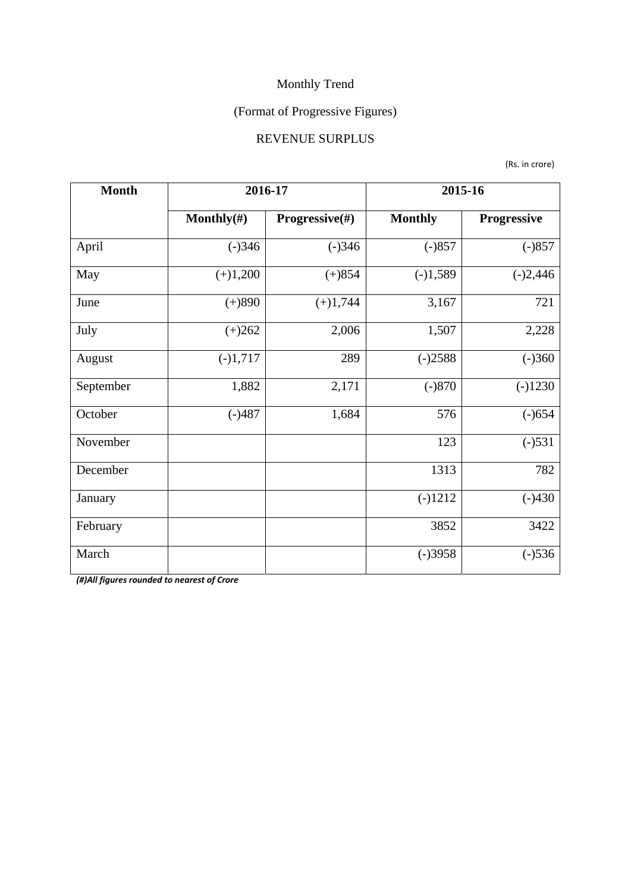Monthly Trend

(Format of Progressive Figures)

REVENUE SURPLUS

(Rs. in crore)

| Month | 2016-17 | | 2015-16 | |
|---|---|---|---|---|
| | Monthly(#) | Progressive(#) | Monthly | Progressive |
| April | (-)346 | (-)346 | (-)857 | (-)857 |
| May | (+)1,200 | (+)854 | (-)1,589 | (-)2,446 |
| June | (+)890 | (+)1,744 | 3,167 | 721 |
| July | (+)262 | 2,006 | 1,507 | 2,228 |
| August | (-)1,717 | 289 | (-)2588 | (-)360 |
| September | 1,882 | 2,171 | (-)870 | (-)1230 |
| October | (-)487 | 1,684 | 576 | (-)654 |
| November | | | 123 | (-)531 |
| December | | | 1313 | 782 |
| January | | | (-)1212 | (-)430 |
| February | | | 3852 | 3422 |
| March | | | (-)3958 | (-)536 |

***(#)All figures rounded to nearest of Crore***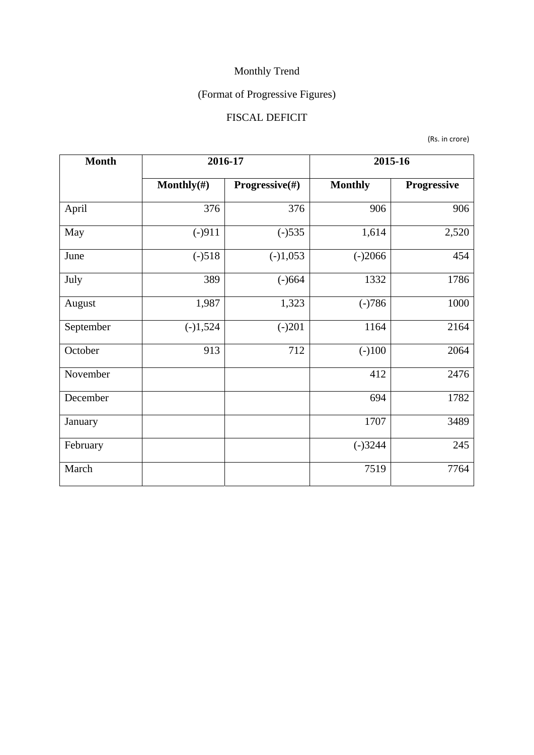Monthly Trend

(Format of Progressive Figures)

FISCAL DEFICIT

(Rs. in crore)

| Month | 2016-17 | | 2015-16 | |
|---|---|---|---|---|
| | Monthly(#) | Progressive(#) | Monthly | Progressive |
| April | 376 | 376 | 906 | 906 |
| May | (-)911 | (-)535 | 1,614 | 2,520 |
| June | (-)518 | (-)1,053 | (-)2066 | 454 |
| July | 389 | (-)664 | 1332 | 1786 |
| August | 1,987 | 1,323 | (-)786 | 1000 |
| September | (-)1,524 | (-)201 | 1164 | 2164 |
| October | 913 | 712 | (-)100 | 2064 |
| November | | | 412 | 2476 |
| December | | | 694 | 1782 |
| January | | | 1707 | 3489 |
| February | | | (-)3244 | 245 |
| March | | | 7519 | 7764 |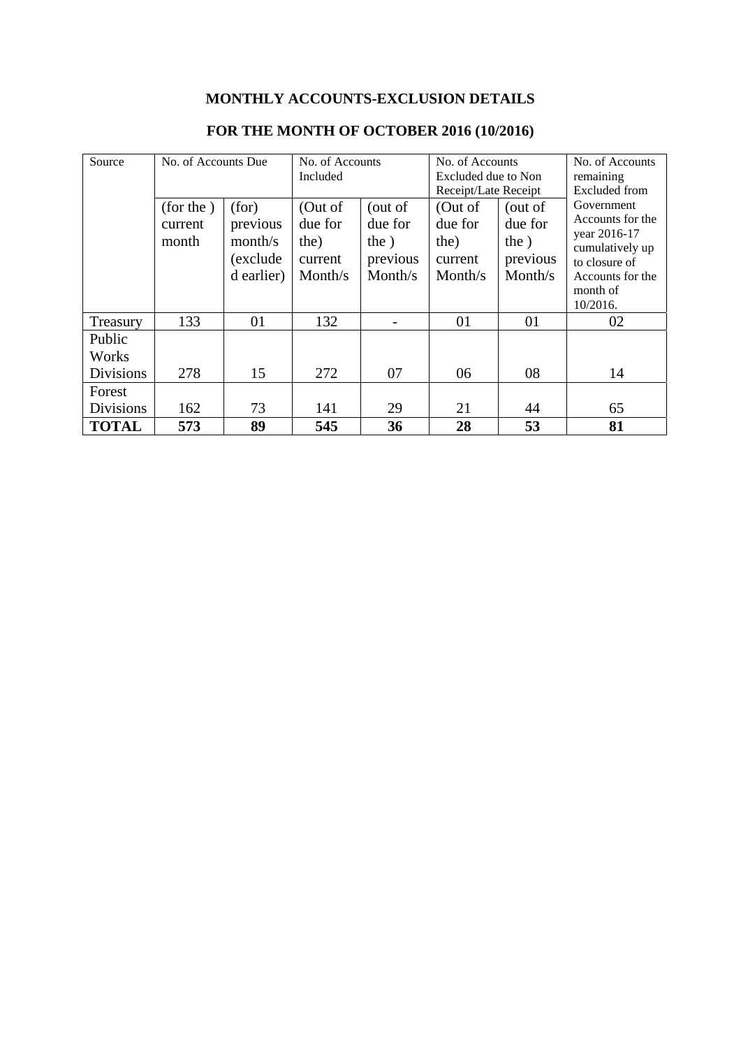**MONTHLY ACCOUNTS-EXCLUSION DETAILS**

**FOR THE MONTH OF OCTOBER 2016 (10/2016)**

| Source | No. of Accounts Due | | No. of Accounts Included | | No. of Accounts Excluded due to Non Receipt/Late Receipt | | No. of Accounts remaining Excluded from Government Accounts for the year 2016-17 cumulatively up to closure of Accounts for the month of 10/2016. |
|---|---|---|---|---|---|---|---|
| | (for the ) current month | (for) previous month/s (excluded earlier) | (Out of due for the) current Month/s | (out of due for the ) previous Month/s | (Out of due for the) current Month/s | (out of due for the ) previous Month/s | |
| Treasury | 133 | 01 | 132 | - | 01 | 01 | 02 |
| Public Works Divisions | 278 | 15 | 272 | 07 | 06 | 08 | 14 |
| Forest Divisions | 162 | 73 | 141 | 29 | 21 | 44 | 65 |
| **TOTAL** | **573** | **89** | **545** | **36** | **28** | **53** | **81** |